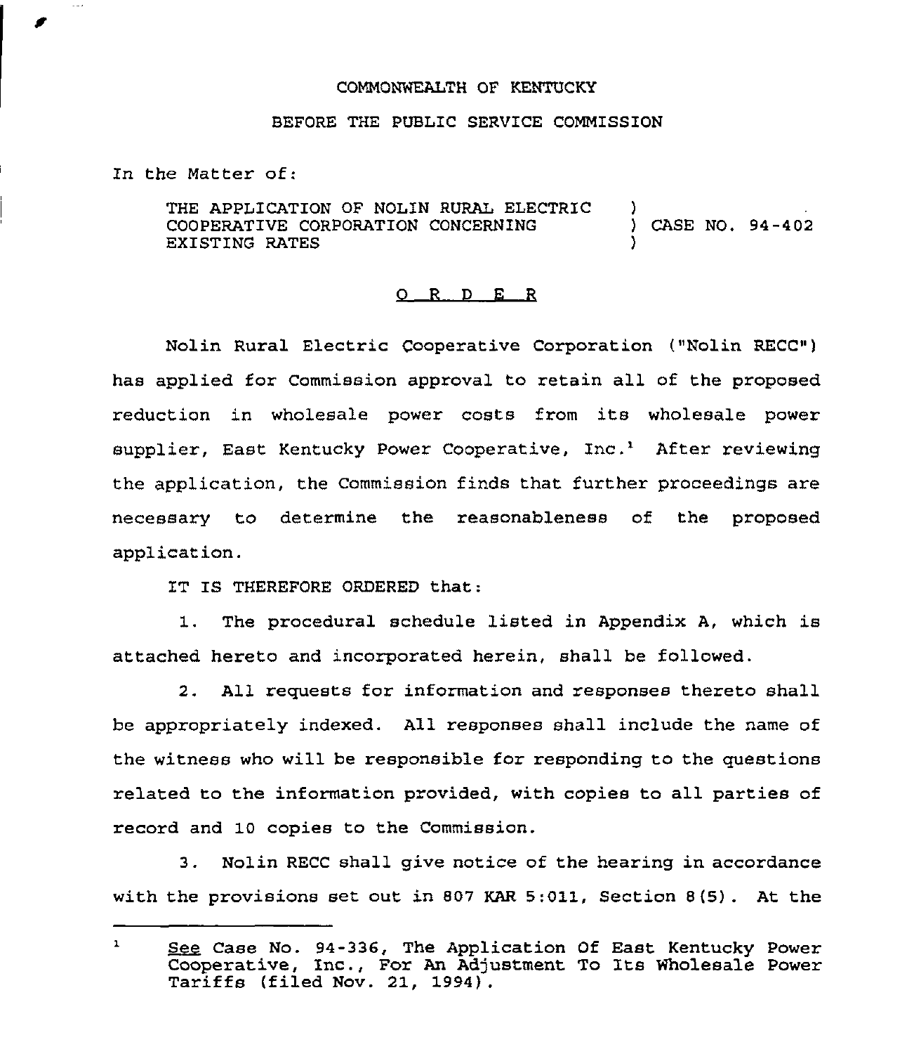COMMONWEALTH OF KENTUCKY

BEFORE THE PUBLIC SERVICE COMMISSION

In the Matter of:

THE APPLICATION OF NOLIN RURAL ELECTRIC COOPERATIVE CORPORATION CONCERNING EXISTING RATES ) CASE NO. 94-402

## O R D E R

Nolin Rural Electric Cooperative Corporation ("Nolin RECC") has applied for Commission approval to retain all of the proposed reduction in wholesale power costs from its wholesale power supplier, East Kentucky Power Cooperative, Inc.[1] After reviewing the application, the Commission finds that further proceedings are necessary to determine the reasonableness of the proposed application.

IT IS THEREFORE ORDERED that:

1. The procedural schedule listed in Appendix A, which is attached hereto and incorporated herein, shall be followed.

2. All requests for information and responses thereto shall be appropriately indexed. All responses shall include the name of the witness who will be responsible for responding to the questions related to the information provided, with copies to all parties of record and 10 copies to the Commission.

3. Nolin RECC shall give notice of the hearing in accordance with the provisions set out in 807 KAR 5:011, Section 8(5). At the

---

[1] *See* Case No. 94-336, The Application Of East Kentucky Power Cooperative, Inc., For An Adjustment To Its Wholesale Power Tariffs (filed Nov. 21, 1994).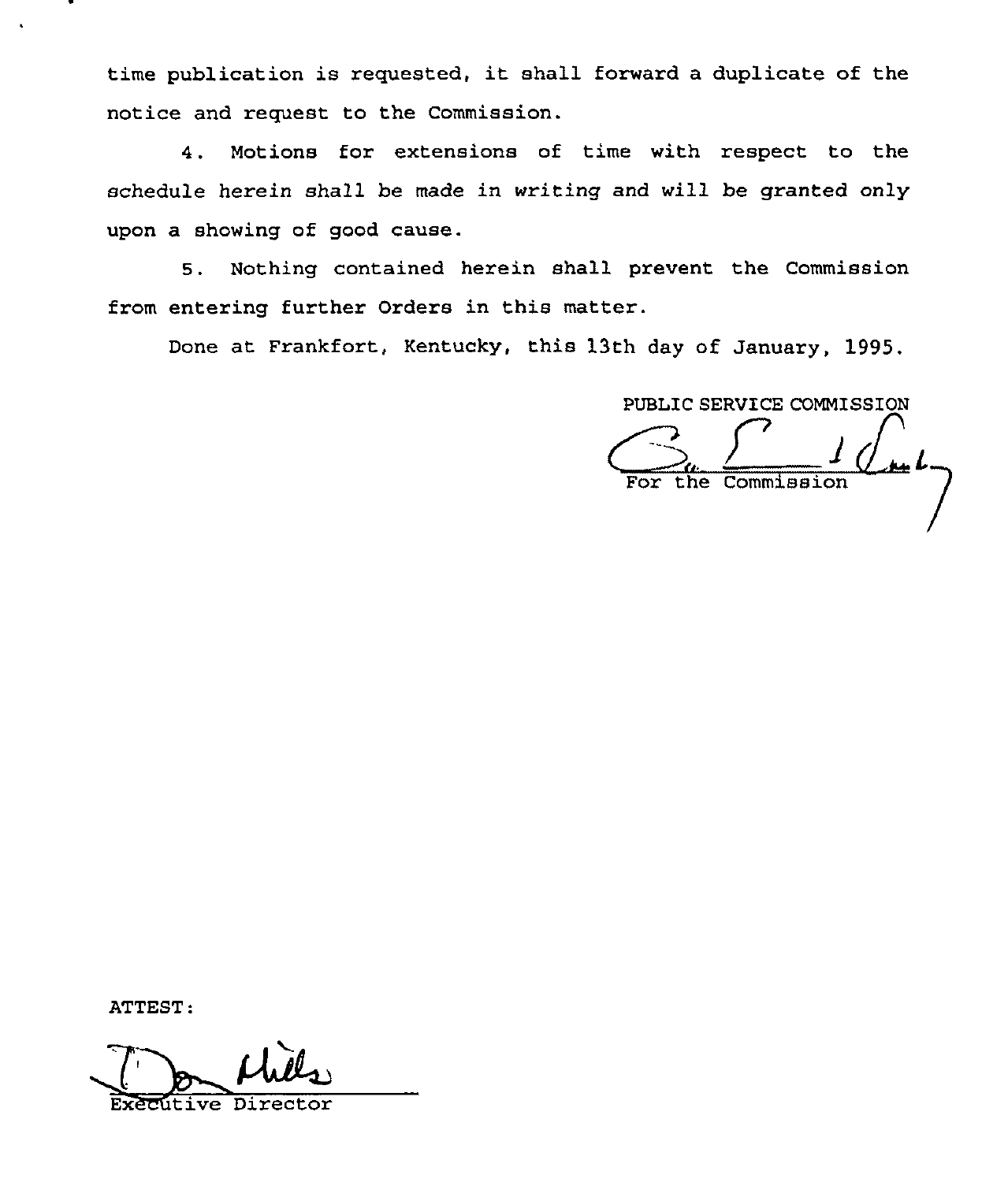time publication is requested, it shall forward a duplicate of the notice and request to the Commission.

4. Motions for extensions of time with respect to the schedule herein shall be made in writing and will be granted only upon a showing of good cause.

5. Nothing contained herein shall prevent the Commission from entering further Orders in this matter.

Done at Frankfort, Kentucky, this 13th day of January, 1995.

PUBLIC SERVICE COMMISSION

For the Commission

ATTEST:

Executive Director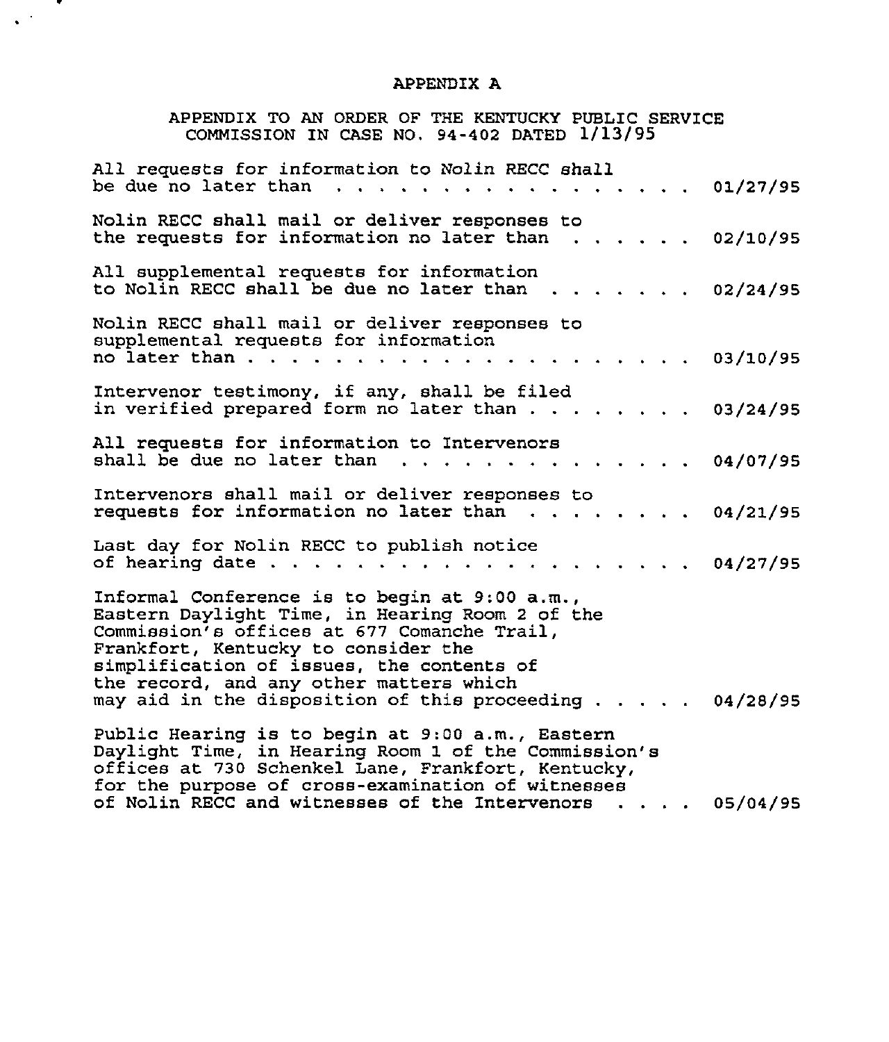# APPENDIX A

APPENDIX TO AN ORDER OF THE KENTUCKY PUBLIC SERVICE COMMISSION IN CASE NO. 94-402 DATED 1/13/95

| | |
|---|---|
| All requests for information to Nolin RECC shall be due no later than . . . . . . . . . . . . . . . . . . | 01/27/95 |
| Nolin RECC shall mail or deliver responses to the requests for information no later than . . . . . . | 02/10/95 |
| All supplemental requests for information to Nolin RECC shall be due no later than . . . . . . . | 02/24/95 |
| Nolin RECC shall mail or deliver responses to supplemental requests for information no later than . . . . . . . . . . . . . . . . . . . . . | 03/10/95 |
| Intervenor testimony, if any, shall be filed in verified prepared form no later than . . . . . . . . | 03/24/95 |
| All requests for information to Intervenors shall be due no later than . . . . . . . . . . . . . . | 04/07/95 |
| Intervenors shall mail or deliver responses to requests for information no later than . . . . . . . . | 04/21/95 |
| Last day for Nolin RECC to publish notice of hearing date . . . . . . . . . . . . . . . . . . . . . | 04/27/95 |
| Informal Conference is to begin at 9:00 a.m., Eastern Daylight Time, in Hearing Room 2 of the Commission's offices at 677 Comanche Trail, Frankfort, Kentucky to consider the simplification of issues, the contents of the record, and any other matters which may aid in the disposition of this proceeding . . . . . | 04/28/95 |
| Public Hearing is to begin at 9:00 a.m., Eastern Daylight Time, in Hearing Room 1 of the Commission's offices at 730 Schenkel Lane, Frankfort, Kentucky, for the purpose of cross-examination of witnesses of Nolin RECC and witnesses of the Intervenors . . . . | 05/04/95 |